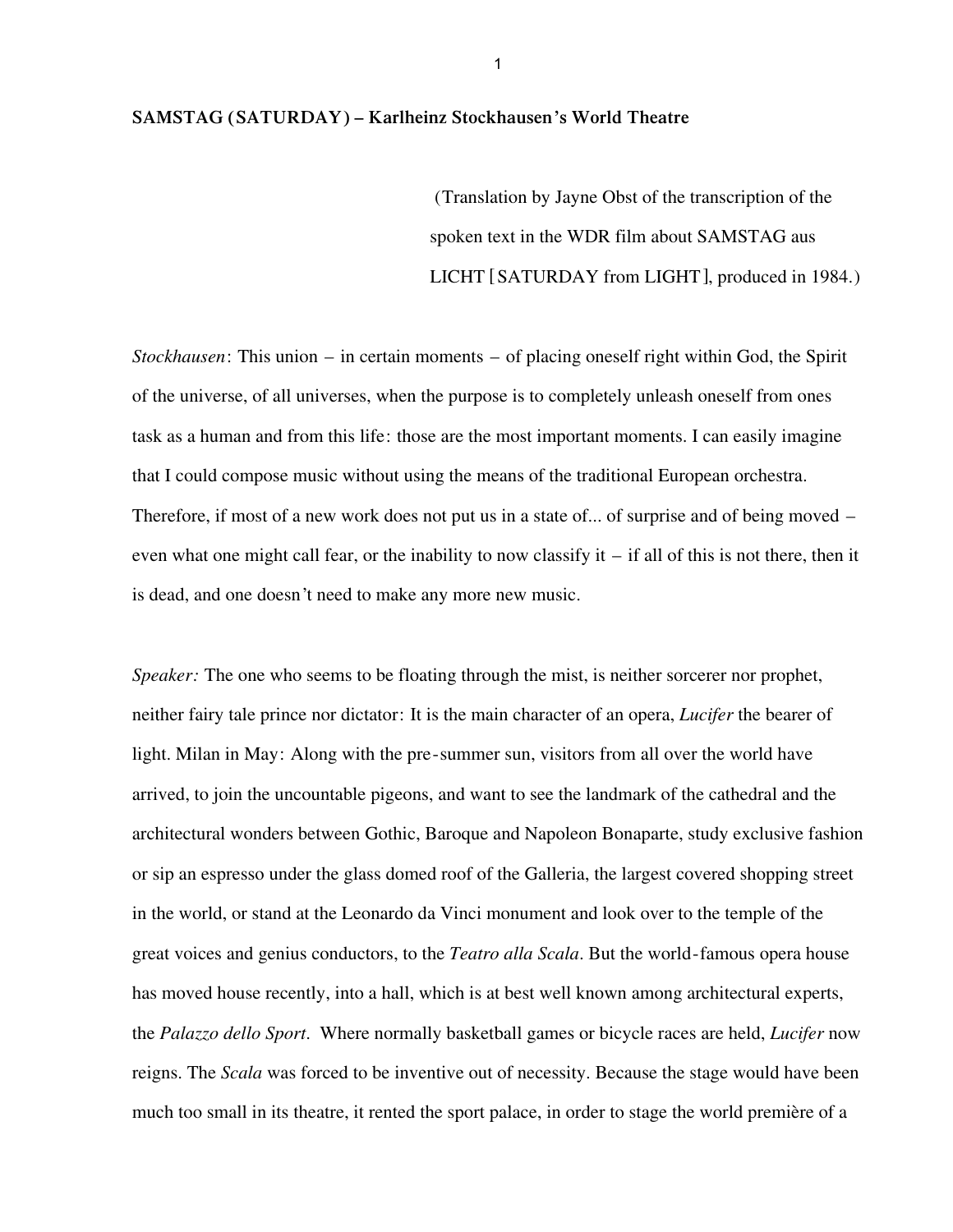**SAMSTAG (SATURDAY) – Karlheinz Stockhausen's World Theatre**

(Translation by Jayne Obst of the transcription of the spoken text in the WDR film about SAMSTAG aus LICHT [SATURDAY from LIGHT], produced in 1984.)

*Stockhausen*: This union – in certain moments – of placing oneself right within God, the Spirit of the universe, of all universes, when the purpose is to completely unleash oneself from ones task as a human and from this life: those are the most important moments. I can easily imagine that I could compose music without using the means of the traditional European orchestra. Therefore, if most of a new work does not put us in a state of... of surprise and of being moved – even what one might call fear, or the inability to now classify it – if all of this is not there, then it is dead, and one doesn't need to make any more new music.

*Speaker:* The one who seems to be floating through the mist, is neither sorcerer nor prophet, neither fairy tale prince nor dictator: It is the main character of an opera, *Lucifer* the bearer of light. Milan in May: Along with the pre-summer sun, visitors from all over the world have arrived, to join the uncountable pigeons, and want to see the landmark of the cathedral and the architectural wonders between Gothic, Baroque and Napoleon Bonaparte, study exclusive fashion or sip an espresso under the glass domed roof of the Galleria, the largest covered shopping street in the world, or stand at the Leonardo da Vinci monument and look over to the temple of the great voices and genius conductors, to the *Teatro alla Scala*. But the world-famous opera house has moved house recently, into a hall, which is at best well known among architectural experts, the *Palazzo dello Sport*. Where normally basketball games or bicycle races are held, *Lucifer* now reigns. The *Scala* was forced to be inventive out of necessity. Because the stage would have been much too small in its theatre, it rented the sport palace, in order to stage the world première of a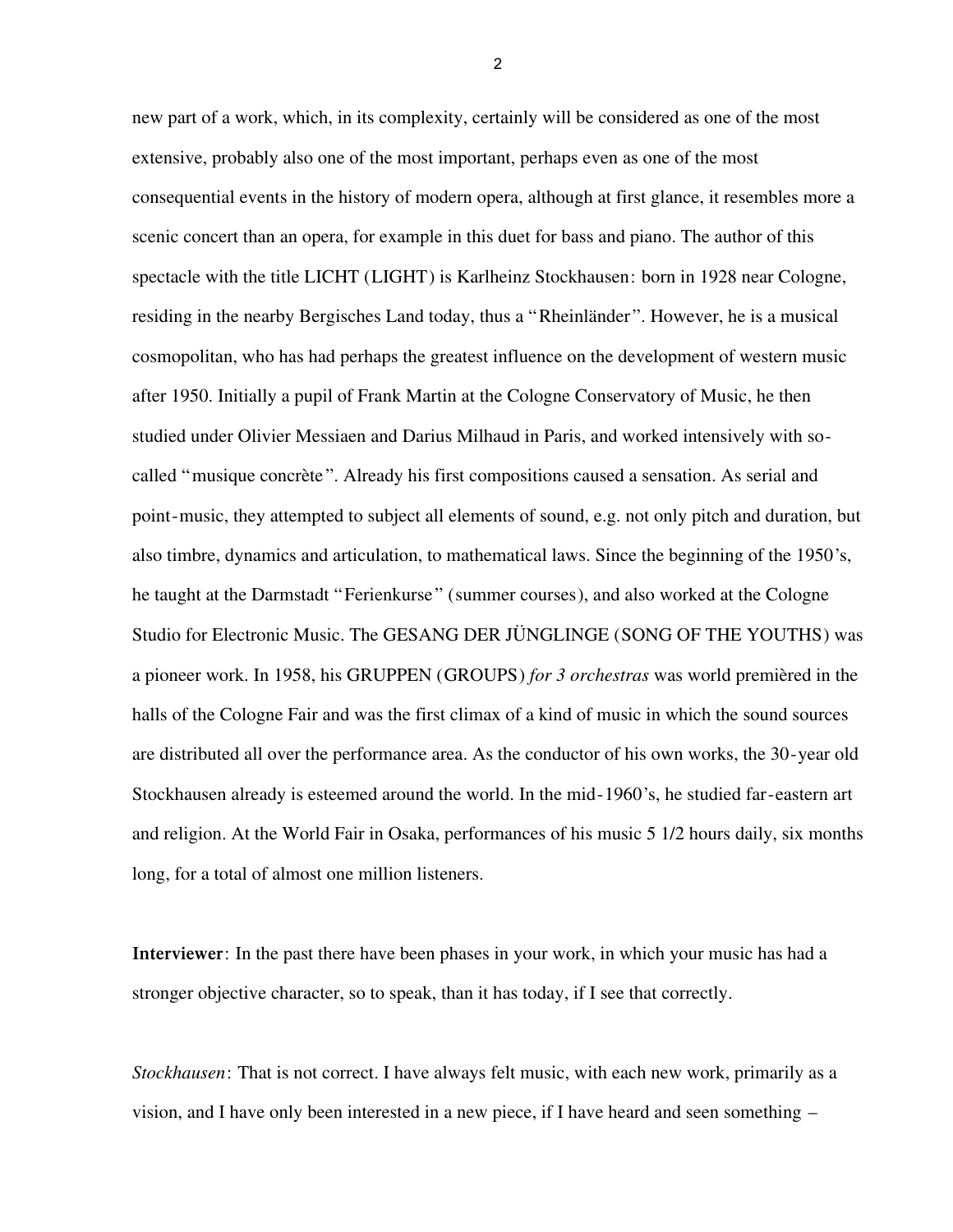new part of a work, which, in its complexity, certainly will be considered as one of the most extensive, probably also one of the most important, perhaps even as one of the most consequential events in the history of modern opera, although at first glance, it resembles more a scenic concert than an opera, for example in this duet for bass and piano. The author of this spectacle with the title LICHT (LIGHT) is Karlheinz Stockhausen: born in 1928 near Cologne, residing in the nearby Bergisches Land today, thus a "Rheinländer". However, he is a musical cosmopolitan, who has had perhaps the greatest influence on the development of western music after 1950. Initially a pupil of Frank Martin at the Cologne Conservatory of Music, he then studied under Olivier Messiaen and Darius Milhaud in Paris, and worked intensively with so-called "musique concrète". Already his first compositions caused a sensation. As serial and point-music, they attempted to subject all elements of sound, e.g. not only pitch and duration, but also timbre, dynamics and articulation, to mathematical laws. Since the beginning of the 1950's, he taught at the Darmstadt "Ferienkurse" (summer courses), and also worked at the Cologne Studio for Electronic Music. The GESANG DER JÜNGLINGE (SONG OF THE YOUTHS) was a pioneer work. In 1958, his GRUPPEN (GROUPS) *for 3 orchestras* was world premièred in the halls of the Cologne Fair and was the first climax of a kind of music in which the sound sources are distributed all over the performance area. As the conductor of his own works, the 30-year old Stockhausen already is esteemed around the world. In the mid-1960's, he studied far-eastern art and religion. At the World Fair in Osaka, performances of his music 5 1/2 hours daily, six months long, for a total of almost one million listeners.

**Interviewer**: In the past there have been phases in your work, in which your music has had a stronger objective character, so to speak, than it has today, if I see that correctly.

*Stockhausen*: That is not correct. I have always felt music, with each new work, primarily as a vision, and I have only been interested in a new piece, if I have heard and seen something –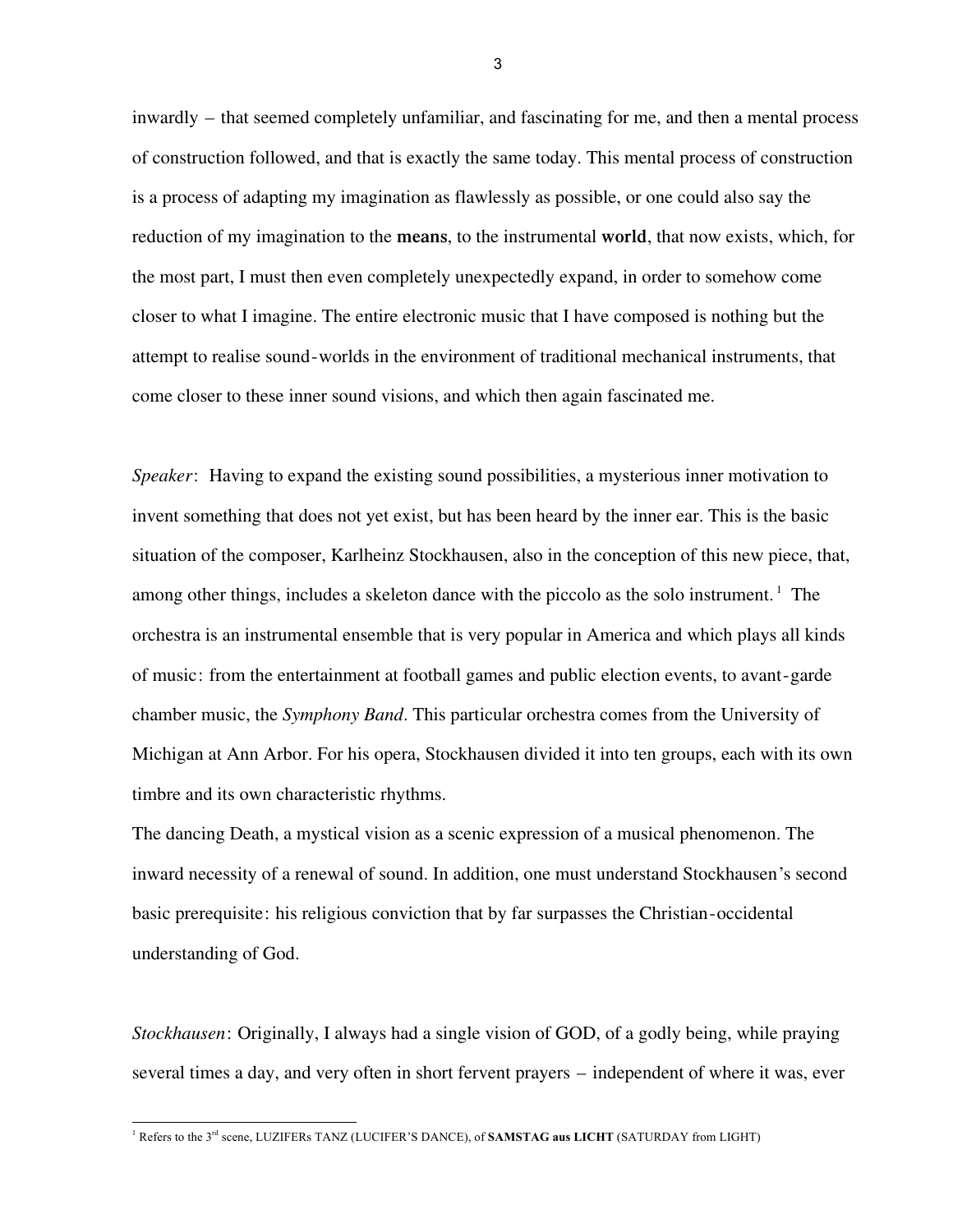inwardly – that seemed completely unfamiliar, and fascinating for me, and then a mental process of construction followed, and that is exactly the same today. This mental process of construction is a process of adapting my imagination as flawlessly as possible, or one could also say the reduction of my imagination to the **means**, to the instrumental **world**, that now exists, which, for the most part, I must then even completely unexpectedly expand, in order to somehow come closer to what I imagine. The entire electronic music that I have composed is nothing but the attempt to realise sound-worlds in the environment of traditional mechanical instruments, that come closer to these inner sound visions, and which then again fascinated me.

*Speaker*: Having to expand the existing sound possibilities, a mysterious inner motivation to invent something that does not yet exist, but has been heard by the inner ear. This is the basic situation of the composer, Karlheinz Stockhausen, also in the conception of this new piece, that, among other things, includes a skeleton dance with the piccolo as the solo instrument.[1] The orchestra is an instrumental ensemble that is very popular in America and which plays all kinds of music: from the entertainment at football games and public election events, to avant-garde chamber music, the *Symphony Band*. This particular orchestra comes from the University of Michigan at Ann Arbor. For his opera, Stockhausen divided it into ten groups, each with its own timbre and its own characteristic rhythms.
The dancing Death, a mystical vision as a scenic expression of a musical phenomenon. The inward necessity of a renewal of sound. In addition, one must understand Stockhausen's second basic prerequisite: his religious conviction that by far surpasses the Christian-occidental understanding of God.

*Stockhausen*: Originally, I always had a single vision of GOD, of a godly being, while praying several times a day, and very often in short fervent prayers – independent of where it was, ever

---

[1] Refers to the 3rd scene, LUZIFERs TANZ (LUCIFER'S DANCE), of **SAMSTAG aus LICHT** (SATURDAY from LIGHT)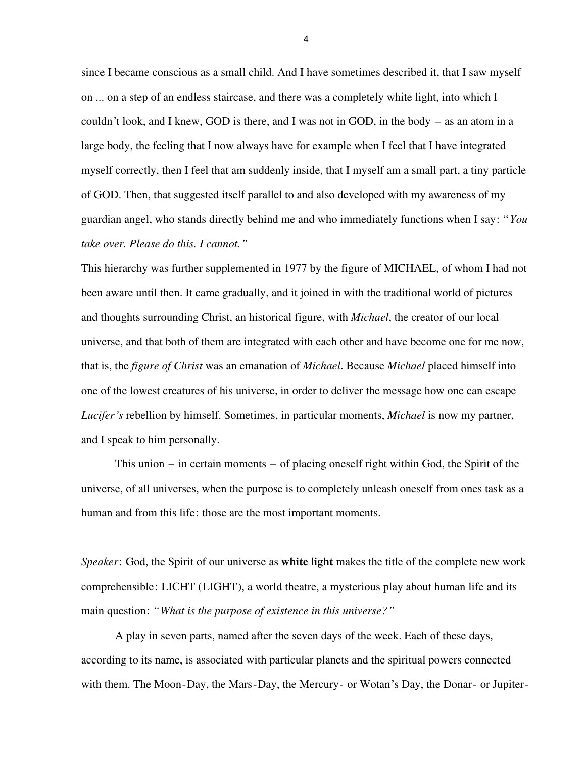since I became conscious as a small child. And I have sometimes described it, that I saw myself on ... on a step of an endless staircase, and there was a completely white light, into which I couldn't look, and I knew, GOD is there, and I was not in GOD, in the body – as an atom in a large body, the feeling that I now always have for example when I feel that I have integrated myself correctly, then I feel that am suddenly inside, that I myself am a small part, a tiny particle of GOD. Then, that suggested itself parallel to and also developed with my awareness of my guardian angel, who stands directly behind me and who immediately functions when I say: "*You take over. Please do this. I cannot.*"

This hierarchy was further supplemented in 1977 by the figure of MICHAEL, of whom I had not been aware until then. It came gradually, and it joined in with the traditional world of pictures and thoughts surrounding Christ, an historical figure, with *Michael*, the creator of our local universe, and that both of them are integrated with each other and have become one for me now, that is, the *figure of Christ* was an emanation of *Michael*. Because *Michael* placed himself into one of the lowest creatures of his universe, in order to deliver the message how one can escape *Lucifer's* rebellion by himself. Sometimes, in particular moments, *Michael* is now my partner, and I speak to him personally.

This union – in certain moments – of placing oneself right within God, the Spirit of the universe, of all universes, when the purpose is to completely unleash oneself from ones task as a human and from this life: those are the most important moments.

*Speaker*: God, the Spirit of our universe as **white light** makes the title of the complete new work comprehensible: LICHT (LIGHT), a world theatre, a mysterious play about human life and its main question: *"What is the purpose of existence in this universe?"*

A play in seven parts, named after the seven days of the week. Each of these days, according to its name, is associated with particular planets and the spiritual powers connected with them. The Moon-Day, the Mars-Day, the Mercury- or Wotan's Day, the Donar- or Jupiter-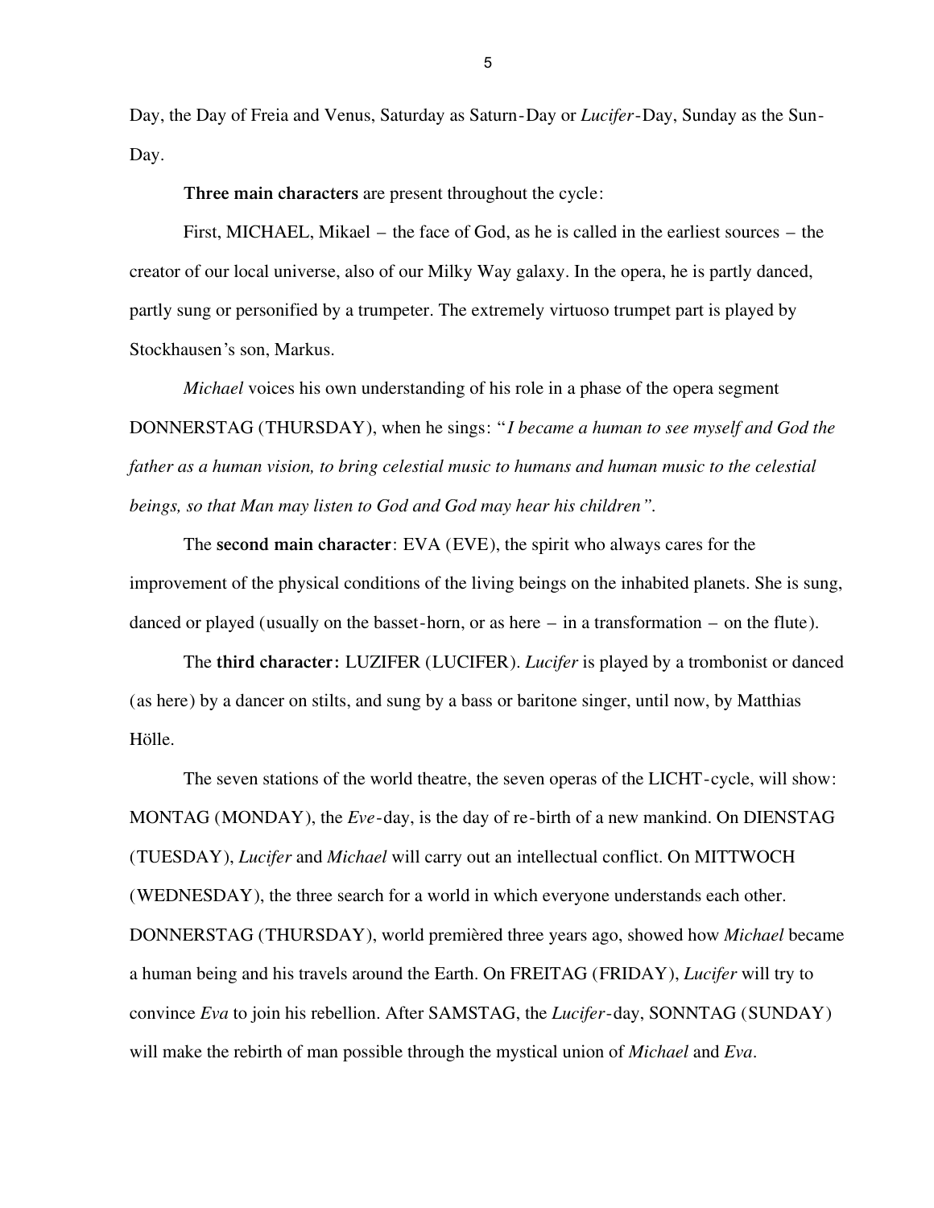Day, the Day of Freia and Venus, Saturday as Saturn-Day or *Lucifer*-Day, Sunday as the Sun-Day.

**Three main characters** are present throughout the cycle:

First, MICHAEL, Mikael – the face of God, as he is called in the earliest sources – the creator of our local universe, also of our Milky Way galaxy. In the opera, he is partly danced, partly sung or personified by a trumpeter. The extremely virtuoso trumpet part is played by Stockhausen's son, Markus.

*Michael* voices his own understanding of his role in a phase of the opera segment DONNERSTAG (THURSDAY), when he sings: "*I became a human to see myself and God the father as a human vision, to bring celestial music to humans and human music to the celestial beings, so that Man may listen to God and God may hear his children"*.

The **second main character**: EVA (EVE), the spirit who always cares for the improvement of the physical conditions of the living beings on the inhabited planets. She is sung, danced or played (usually on the basset-horn, or as here – in a transformation – on the flute).

The **third character:** LUZIFER (LUCIFER). *Lucifer* is played by a trombonist or danced (as here) by a dancer on stilts, and sung by a bass or baritone singer, until now, by Matthias Hölle.

The seven stations of the world theatre, the seven operas of the LICHT-cycle, will show: MONTAG (MONDAY), the *Eve*-day, is the day of re-birth of a new mankind. On DIENSTAG (TUESDAY), *Lucifer* and *Michael* will carry out an intellectual conflict. On MITTWOCH (WEDNESDAY), the three search for a world in which everyone understands each other. DONNERSTAG (THURSDAY), world premièred three years ago, showed how *Michael* became a human being and his travels around the Earth. On FREITAG (FRIDAY), *Lucifer* will try to convince *Eva* to join his rebellion. After SAMSTAG, the *Lucifer*-day, SONNTAG (SUNDAY) will make the rebirth of man possible through the mystical union of *Michael* and *Eva*.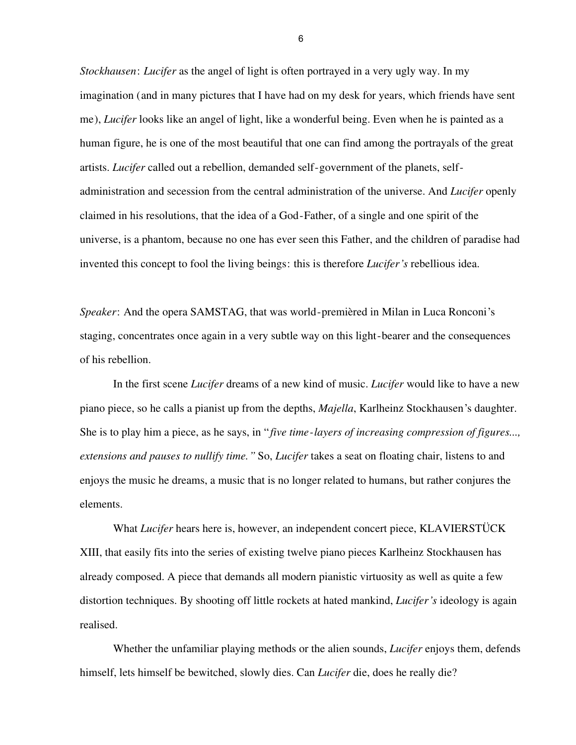*Stockhausen*: *Lucifer* as the angel of light is often portrayed in a very ugly way. In my imagination (and in many pictures that I have had on my desk for years, which friends have sent me), *Lucifer* looks like an angel of light, like a wonderful being. Even when he is painted as a human figure, he is one of the most beautiful that one can find among the portrayals of the great artists. *Lucifer* called out a rebellion, demanded self-government of the planets, self-administration and secession from the central administration of the universe. And *Lucifer* openly claimed in his resolutions, that the idea of a God-Father, of a single and one spirit of the universe, is a phantom, because no one has ever seen this Father, and the children of paradise had invented this concept to fool the living beings: this is therefore *Lucifer's* rebellious idea.

*Speaker*: And the opera SAMSTAG, that was world-premièred in Milan in Luca Ronconi's staging, concentrates once again in a very subtle way on this light-bearer and the consequences of his rebellion.

In the first scene *Lucifer* dreams of a new kind of music. *Lucifer* would like to have a new piano piece, so he calls a pianist up from the depths, *Majella*, Karlheinz Stockhausen's daughter. She is to play him a piece, as he says, in "*five time-layers of increasing compression of figures..., extensions and pauses to nullify time."* So, *Lucifer* takes a seat on floating chair, listens to and enjoys the music he dreams, a music that is no longer related to humans, but rather conjures the elements.

What *Lucifer* hears here is, however, an independent concert piece, KLAVIERSTÜCK XIII, that easily fits into the series of existing twelve piano pieces Karlheinz Stockhausen has already composed. A piece that demands all modern pianistic virtuosity as well as quite a few distortion techniques. By shooting off little rockets at hated mankind, *Lucifer's* ideology is again realised.

Whether the unfamiliar playing methods or the alien sounds, *Lucifer* enjoys them, defends himself, lets himself be bewitched, slowly dies. Can *Lucifer* die, does he really die?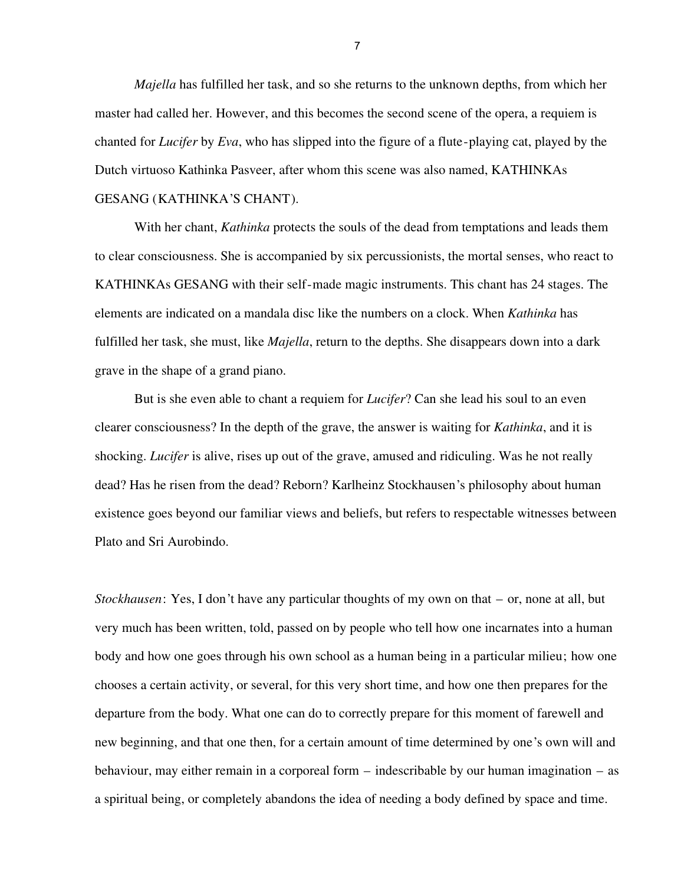*Majella* has fulfilled her task, and so she returns to the unknown depths, from which her master had called her. However, and this becomes the second scene of the opera, a requiem is chanted for *Lucifer* by *Eva*, who has slipped into the figure of a flute-playing cat, played by the Dutch virtuoso Kathinka Pasveer, after whom this scene was also named, KATHINKAs GESANG (KATHINKA'S CHANT).

With her chant, *Kathinka* protects the souls of the dead from temptations and leads them to clear consciousness. She is accompanied by six percussionists, the mortal senses, who react to KATHINKAs GESANG with their self-made magic instruments. This chant has 24 stages. The elements are indicated on a mandala disc like the numbers on a clock. When *Kathinka* has fulfilled her task, she must, like *Majella*, return to the depths. She disappears down into a dark grave in the shape of a grand piano.

But is she even able to chant a requiem for *Lucifer*? Can she lead his soul to an even clearer consciousness? In the depth of the grave, the answer is waiting for *Kathinka*, and it is shocking. *Lucifer* is alive, rises up out of the grave, amused and ridiculing. Was he not really dead? Has he risen from the dead? Reborn? Karlheinz Stockhausen's philosophy about human existence goes beyond our familiar views and beliefs, but refers to respectable witnesses between Plato and Sri Aurobindo.

*Stockhausen*: Yes, I don't have any particular thoughts of my own on that – or, none at all, but very much has been written, told, passed on by people who tell how one incarnates into a human body and how one goes through his own school as a human being in a particular milieu; how one chooses a certain activity, or several, for this very short time, and how one then prepares for the departure from the body. What one can do to correctly prepare for this moment of farewell and new beginning, and that one then, for a certain amount of time determined by one's own will and behaviour, may either remain in a corporeal form – indescribable by our human imagination – as a spiritual being, or completely abandons the idea of needing a body defined by space and time.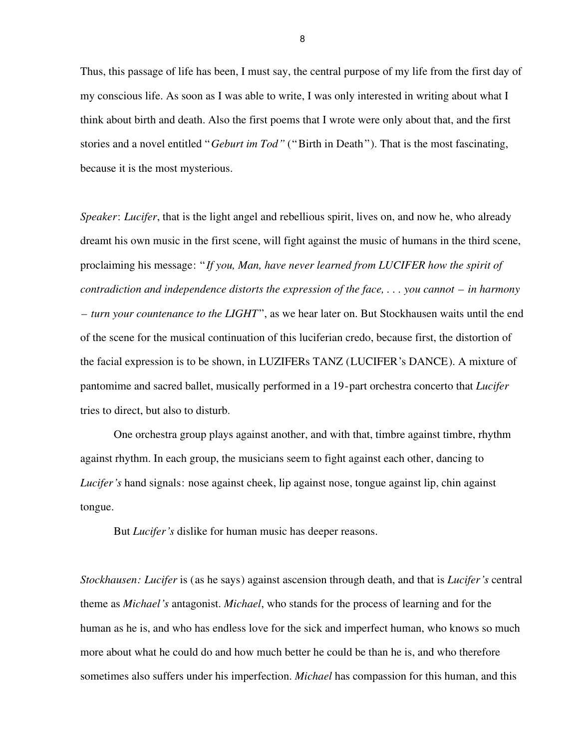Thus, this passage of life has been, I must say, the central purpose of my life from the first day of my conscious life. As soon as I was able to write, I was only interested in writing about what I think about birth and death. Also the first poems that I wrote were only about that, and the first stories and a novel entitled "*Geburt im Tod"* ("Birth in Death"). That is the most fascinating, because it is the most mysterious.

*Speaker*: *Lucifer*, that is the light angel and rebellious spirit, lives on, and now he, who already dreamt his own music in the first scene, will fight against the music of humans in the third scene, proclaiming his message: "*If you, Man, have never learned from LUCIFER how the spirit of contradiction and independence distorts the expression of the face, . . . you cannot – in harmony – turn your countenance to the LIGHT*", as we hear later on. But Stockhausen waits until the end of the scene for the musical continuation of this luciferian credo, because first, the distortion of the facial expression is to be shown, in LUZIFERs TANZ (LUCIFER's DANCE). A mixture of pantomime and sacred ballet, musically performed in a 19-part orchestra concerto that *Lucifer* tries to direct, but also to disturb.

One orchestra group plays against another, and with that, timbre against timbre, rhythm against rhythm. In each group, the musicians seem to fight against each other, dancing to *Lucifer's* hand signals: nose against cheek, lip against nose, tongue against lip, chin against tongue.

But *Lucifer's* dislike for human music has deeper reasons.

*Stockhausen: Lucifer* is (as he says) against ascension through death, and that is *Lucifer's* central theme as *Michael's* antagonist. *Michael*, who stands for the process of learning and for the human as he is, and who has endless love for the sick and imperfect human, who knows so much more about what he could do and how much better he could be than he is, and who therefore sometimes also suffers under his imperfection. *Michael* has compassion for this human, and this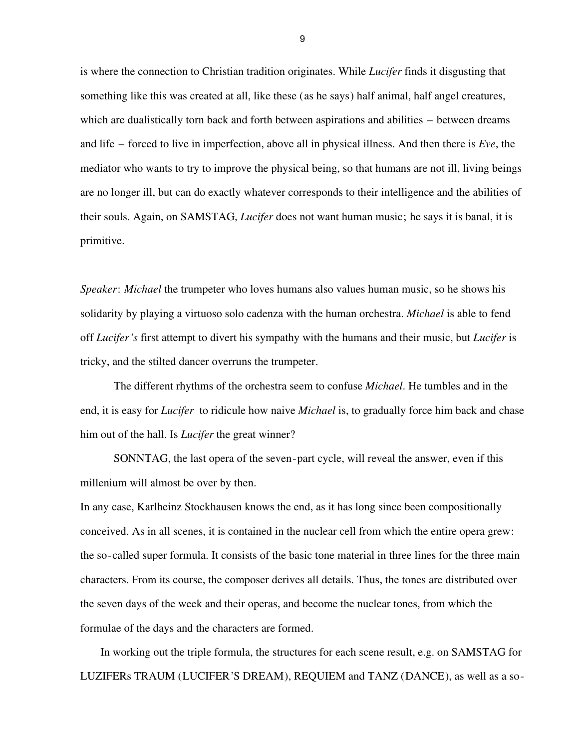is where the connection to Christian tradition originates. While *Lucifer* finds it disgusting that something like this was created at all, like these (as he says) half animal, half angel creatures, which are dualistically torn back and forth between aspirations and abilities – between dreams and life – forced to live in imperfection, above all in physical illness. And then there is *Eve*, the mediator who wants to try to improve the physical being, so that humans are not ill, living beings are no longer ill, but can do exactly whatever corresponds to their intelligence and the abilities of their souls. Again, on SAMSTAG, *Lucifer* does not want human music; he says it is banal, it is primitive.

*Speaker*: *Michael* the trumpeter who loves humans also values human music, so he shows his solidarity by playing a virtuoso solo cadenza with the human orchestra. *Michael* is able to fend off *Lucifer's* first attempt to divert his sympathy with the humans and their music, but *Lucifer* is tricky, and the stilted dancer overruns the trumpeter.

The different rhythms of the orchestra seem to confuse *Michael*. He tumbles and in the end, it is easy for *Lucifer* to ridicule how naive *Michael* is, to gradually force him back and chase him out of the hall. Is *Lucifer* the great winner?

SONNTAG, the last opera of the seven-part cycle, will reveal the answer, even if this millenium will almost be over by then.

In any case, Karlheinz Stockhausen knows the end, as it has long since been compositionally conceived. As in all scenes, it is contained in the nuclear cell from which the entire opera grew: the so-called super formula. It consists of the basic tone material in three lines for the three main characters. From its course, the composer derives all details. Thus, the tones are distributed over the seven days of the week and their operas, and become the nuclear tones, from which the formulae of the days and the characters are formed.

In working out the triple formula, the structures for each scene result, e.g. on SAMSTAG for LUZIFERs TRAUM (LUCIFER'S DREAM), REQUIEM and TANZ (DANCE), as well as a so-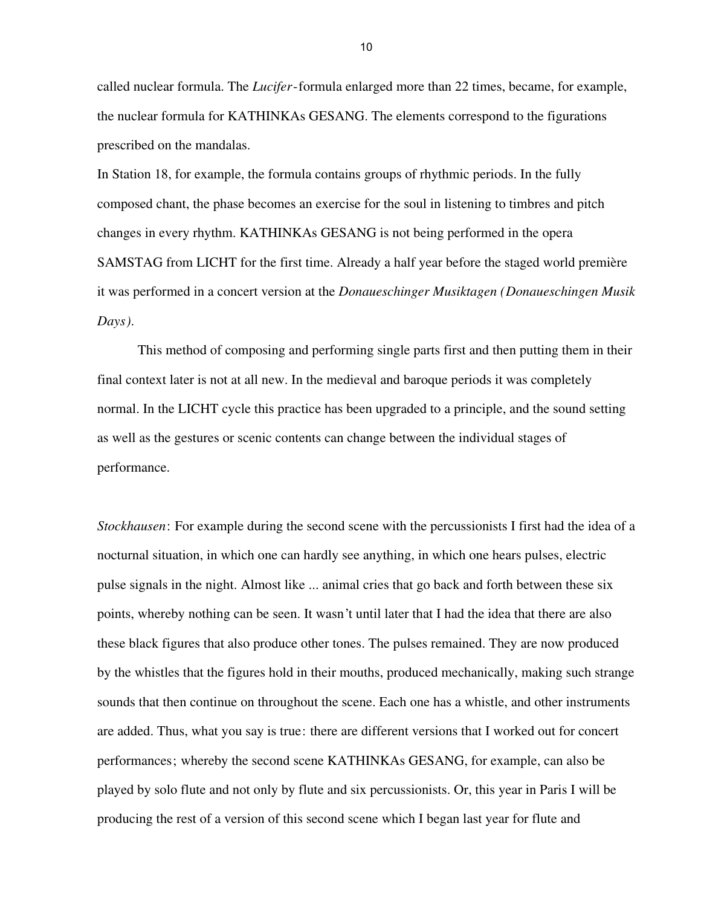called nuclear formula. The *Lucifer*-formula enlarged more than 22 times, became, for example, the nuclear formula for KATHINKAs GESANG. The elements correspond to the figurations prescribed on the mandalas.

In Station 18, for example, the formula contains groups of rhythmic periods. In the fully composed chant, the phase becomes an exercise for the soul in listening to timbres and pitch changes in every rhythm. KATHINKAs GESANG is not being performed in the opera SAMSTAG from LICHT for the first time. Already a half year before the staged world première it was performed in a concert version at the *Donaueschinger Musiktagen (Donaueschingen Musik Days)*.

This method of composing and performing single parts first and then putting them in their final context later is not at all new. In the medieval and baroque periods it was completely normal. In the LICHT cycle this practice has been upgraded to a principle, and the sound setting as well as the gestures or scenic contents can change between the individual stages of performance.

*Stockhausen*: For example during the second scene with the percussionists I first had the idea of a nocturnal situation, in which one can hardly see anything, in which one hears pulses, electric pulse signals in the night. Almost like ... animal cries that go back and forth between these six points, whereby nothing can be seen. It wasn't until later that I had the idea that there are also these black figures that also produce other tones. The pulses remained. They are now produced by the whistles that the figures hold in their mouths, produced mechanically, making such strange sounds that then continue on throughout the scene. Each one has a whistle, and other instruments are added. Thus, what you say is true: there are different versions that I worked out for concert performances; whereby the second scene KATHINKAs GESANG, for example, can also be played by solo flute and not only by flute and six percussionists. Or, this year in Paris I will be producing the rest of a version of this second scene which I began last year for flute and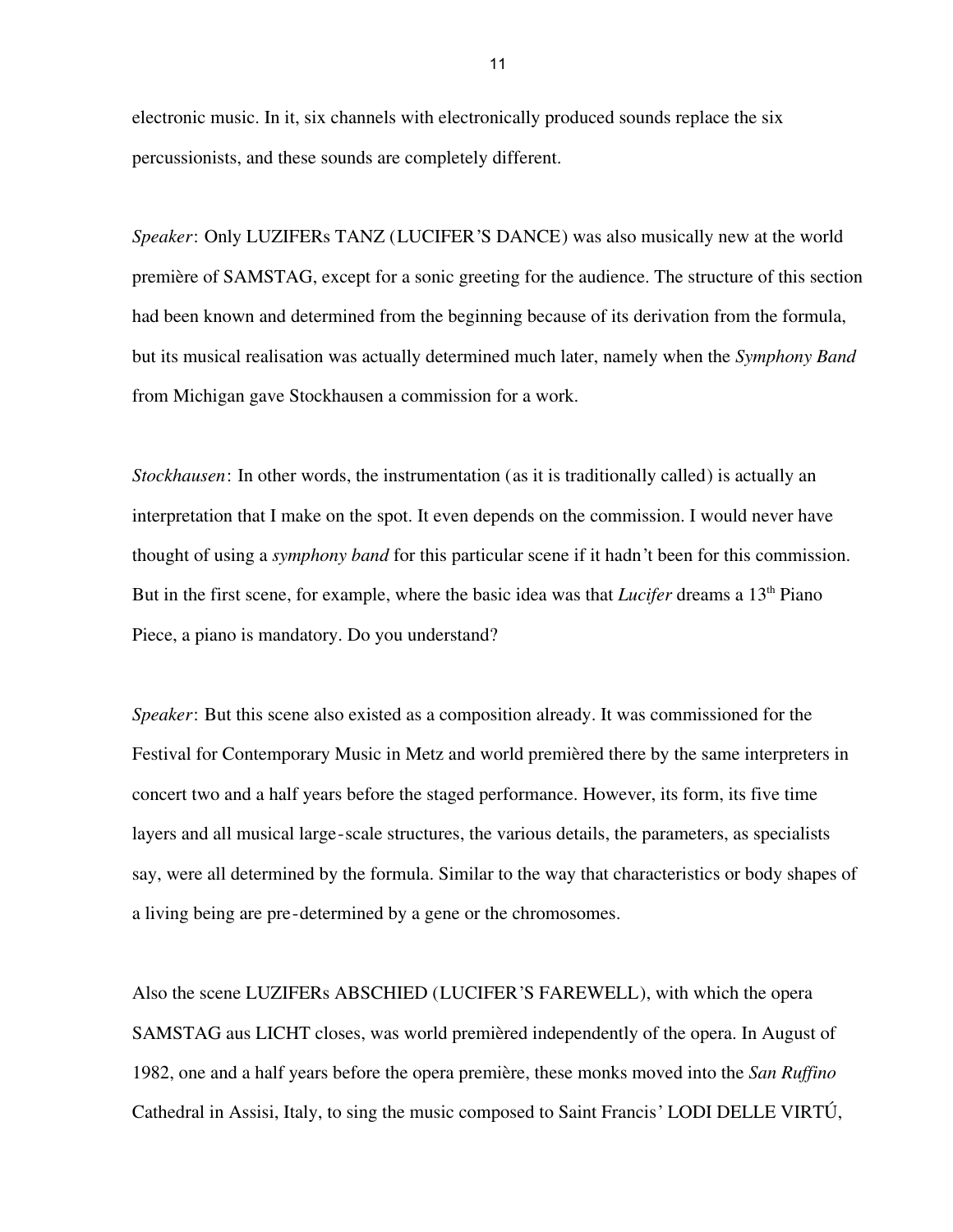electronic music. In it, six channels with electronically produced sounds replace the six percussionists, and these sounds are completely different.

*Speaker*: Only LUZIFERs TANZ (LUCIFER'S DANCE) was also musically new at the world première of SAMSTAG, except for a sonic greeting for the audience. The structure of this section had been known and determined from the beginning because of its derivation from the formula, but its musical realisation was actually determined much later, namely when the *Symphony Band* from Michigan gave Stockhausen a commission for a work.

*Stockhausen*: In other words, the instrumentation (as it is traditionally called) is actually an interpretation that I make on the spot. It even depends on the commission. I would never have thought of using a *symphony band* for this particular scene if it hadn't been for this commission. But in the first scene, for example, where the basic idea was that *Lucifer* dreams a 13th Piano Piece, a piano is mandatory. Do you understand?

*Speaker*: But this scene also existed as a composition already. It was commissioned for the Festival for Contemporary Music in Metz and world premièred there by the same interpreters in concert two and a half years before the staged performance. However, its form, its five time layers and all musical large-scale structures, the various details, the parameters, as specialists say, were all determined by the formula. Similar to the way that characteristics or body shapes of a living being are pre-determined by a gene or the chromosomes.

Also the scene LUZIFERs ABSCHIED (LUCIFER'S FAREWELL), with which the opera SAMSTAG aus LICHT closes, was world premièred independently of the opera. In August of 1982, one and a half years before the opera première, these monks moved into the *San Ruffino* Cathedral in Assisi, Italy, to sing the music composed to Saint Francis' LODI DELLE VIRTÚ,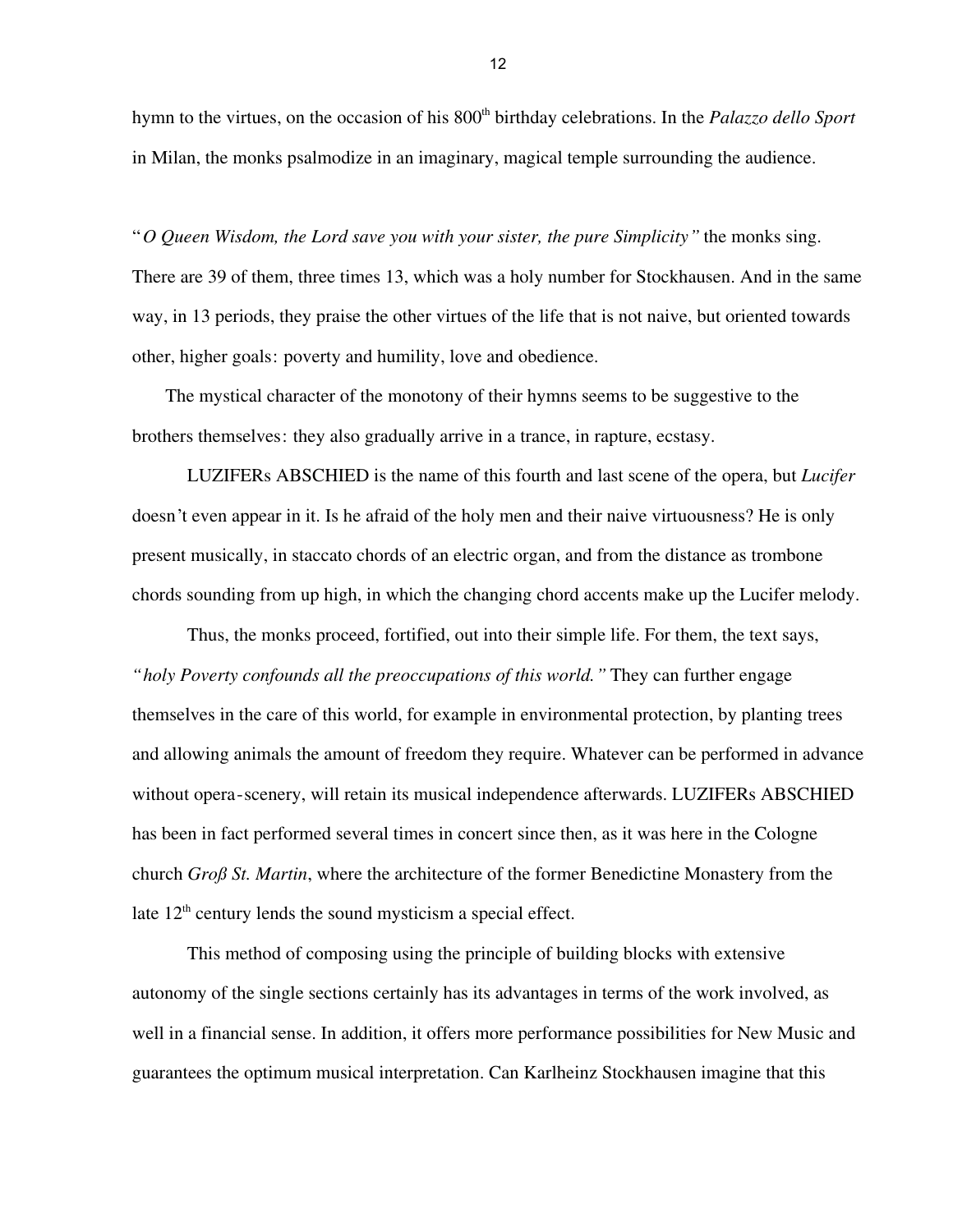hymn to the virtues, on the occasion of his 800th birthday celebrations. In the *Palazzo dello Sport* in Milan, the monks psalmodize in an imaginary, magical temple surrounding the audience.

"*O Queen Wisdom, the Lord save you with your sister, the pure Simplicity"* the monks sing. There are 39 of them, three times 13, which was a holy number for Stockhausen. And in the same way, in 13 periods, they praise the other virtues of the life that is not naive, but oriented towards other, higher goals: poverty and humility, love and obedience.

The mystical character of the monotony of their hymns seems to be suggestive to the brothers themselves: they also gradually arrive in a trance, in rapture, ecstasy.

LUZIFERs ABSCHIED is the name of this fourth and last scene of the opera, but *Lucifer* doesn't even appear in it. Is he afraid of the holy men and their naive virtuousness? He is only present musically, in staccato chords of an electric organ, and from the distance as trombone chords sounding from up high, in which the changing chord accents make up the Lucifer melody.

Thus, the monks proceed, fortified, out into their simple life. For them, the text says, *"holy Poverty confounds all the preoccupations of this world."* They can further engage themselves in the care of this world, for example in environmental protection, by planting trees and allowing animals the amount of freedom they require. Whatever can be performed in advance without opera-scenery, will retain its musical independence afterwards. LUZIFERs ABSCHIED has been in fact performed several times in concert since then, as it was here in the Cologne church *Groß St. Martin*, where the architecture of the former Benedictine Monastery from the late 12th century lends the sound mysticism a special effect.

This method of composing using the principle of building blocks with extensive autonomy of the single sections certainly has its advantages in terms of the work involved, as well in a financial sense. In addition, it offers more performance possibilities for New Music and guarantees the optimum musical interpretation. Can Karlheinz Stockhausen imagine that this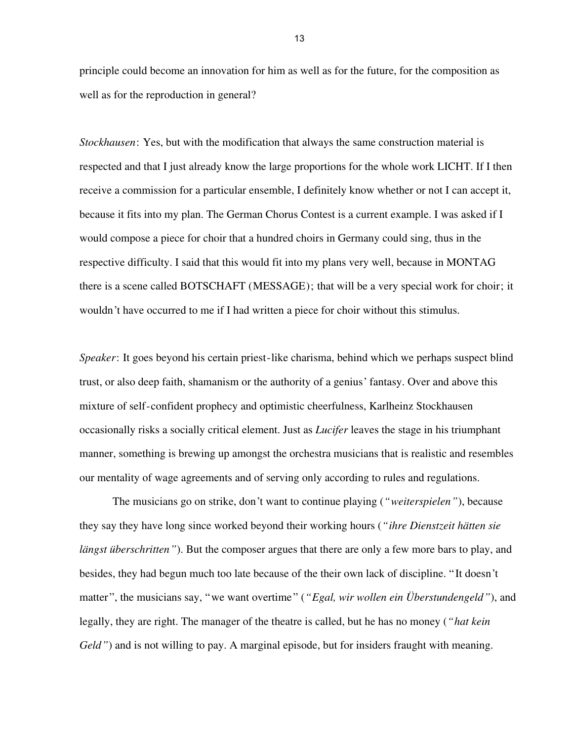principle could become an innovation for him as well as for the future, for the composition as well as for the reproduction in general?

*Stockhausen*: Yes, but with the modification that always the same construction material is respected and that I just already know the large proportions for the whole work LICHT. If I then receive a commission for a particular ensemble, I definitely know whether or not I can accept it, because it fits into my plan. The German Chorus Contest is a current example. I was asked if I would compose a piece for choir that a hundred choirs in Germany could sing, thus in the respective difficulty. I said that this would fit into my plans very well, because in MONTAG there is a scene called BOTSCHAFT (MESSAGE); that will be a very special work for choir; it wouldn't have occurred to me if I had written a piece for choir without this stimulus.

*Speaker*: It goes beyond his certain priest-like charisma, behind which we perhaps suspect blind trust, or also deep faith, shamanism or the authority of a genius' fantasy. Over and above this mixture of self-confident prophecy and optimistic cheerfulness, Karlheinz Stockhausen occasionally risks a socially critical element. Just as *Lucifer* leaves the stage in his triumphant manner, something is brewing up amongst the orchestra musicians that is realistic and resembles our mentality of wage agreements and of serving only according to rules and regulations.

The musicians go on strike, don't want to continue playing (*"weiterspielen"*), because they say they have long since worked beyond their working hours (*"ihre Dienstzeit hätten sie längst überschritten"*). But the composer argues that there are only a few more bars to play, and besides, they had begun much too late because of the their own lack of discipline. "It doesn't matter", the musicians say, "we want overtime" (*"Egal, wir wollen ein Überstundengeld"*), and legally, they are right. The manager of the theatre is called, but he has no money (*"hat kein Geld"*) and is not willing to pay. A marginal episode, but for insiders fraught with meaning.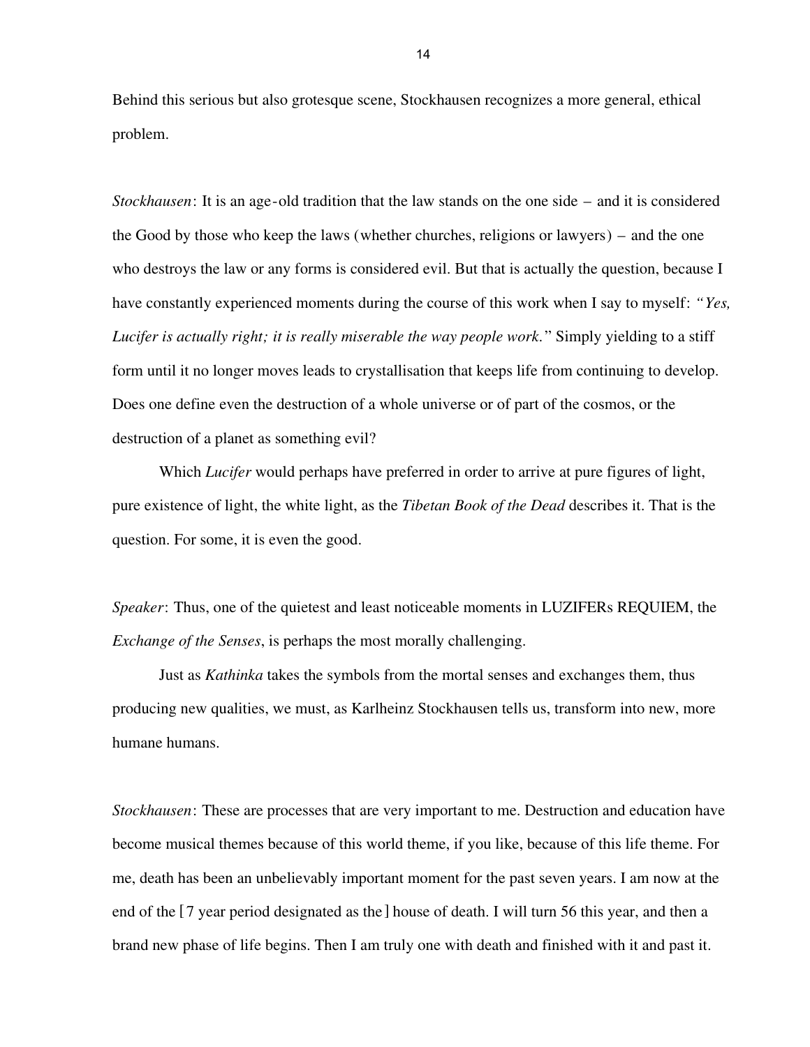Behind this serious but also grotesque scene, Stockhausen recognizes a more general, ethical problem.

*Stockhausen*: It is an age-old tradition that the law stands on the one side – and it is considered the Good by those who keep the laws (whether churches, religions or lawyers) – and the one who destroys the law or any forms is considered evil. But that is actually the question, because I have constantly experienced moments during the course of this work when I say to myself: *"Yes, Lucifer is actually right; it is really miserable the way people work."* Simply yielding to a stiff form until it no longer moves leads to crystallisation that keeps life from continuing to develop. Does one define even the destruction of a whole universe or of part of the cosmos, or the destruction of a planet as something evil?

Which *Lucifer* would perhaps have preferred in order to arrive at pure figures of light, pure existence of light, the white light, as the *Tibetan Book of the Dead* describes it. That is the question. For some, it is even the good.

*Speaker*: Thus, one of the quietest and least noticeable moments in LUZIFERs REQUIEM, the *Exchange of the Senses*, is perhaps the most morally challenging.

Just as *Kathinka* takes the symbols from the mortal senses and exchanges them, thus producing new qualities, we must, as Karlheinz Stockhausen tells us, transform into new, more humane humans.

*Stockhausen*: These are processes that are very important to me. Destruction and education have become musical themes because of this world theme, if you like, because of this life theme. For me, death has been an unbelievably important moment for the past seven years. I am now at the end of the [7 year period designated as the] house of death. I will turn 56 this year, and then a brand new phase of life begins. Then I am truly one with death and finished with it and past it.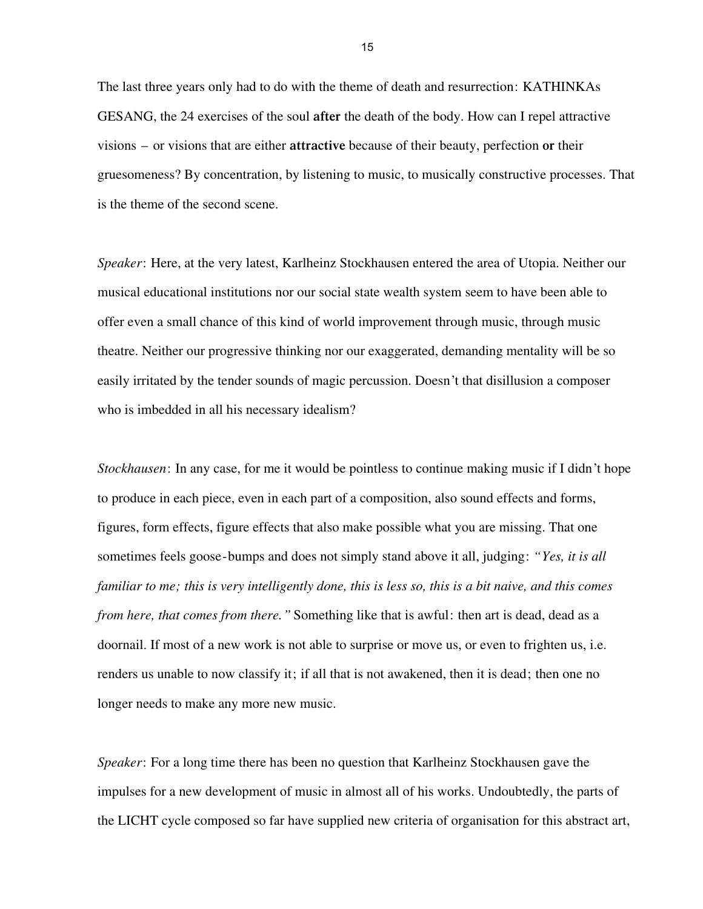The last three years only had to do with the theme of death and resurrection: KATHINKAs GESANG, the 24 exercises of the soul **after** the death of the body. How can I repel attractive visions – or visions that are either **attractive** because of their beauty, perfection **or** their gruesomeness? By concentration, by listening to music, to musically constructive processes. That is the theme of the second scene.

*Speaker*: Here, at the very latest, Karlheinz Stockhausen entered the area of Utopia. Neither our musical educational institutions nor our social state wealth system seem to have been able to offer even a small chance of this kind of world improvement through music, through music theatre. Neither our progressive thinking nor our exaggerated, demanding mentality will be so easily irritated by the tender sounds of magic percussion. Doesn't that disillusion a composer who is imbedded in all his necessary idealism?

*Stockhausen*: In any case, for me it would be pointless to continue making music if I didn't hope to produce in each piece, even in each part of a composition, also sound effects and forms, figures, form effects, figure effects that also make possible what you are missing. That one sometimes feels goose-bumps and does not simply stand above it all, judging: *"Yes, it is all familiar to me; this is very intelligently done, this is less so, this is a bit naive, and this comes from here, that comes from there."* Something like that is awful: then art is dead, dead as a doornail. If most of a new work is not able to surprise or move us, or even to frighten us, i.e. renders us unable to now classify it; if all that is not awakened, then it is dead; then one no longer needs to make any more new music.

*Speaker*: For a long time there has been no question that Karlheinz Stockhausen gave the impulses for a new development of music in almost all of his works. Undoubtedly, the parts of the LICHT cycle composed so far have supplied new criteria of organisation for this abstract art,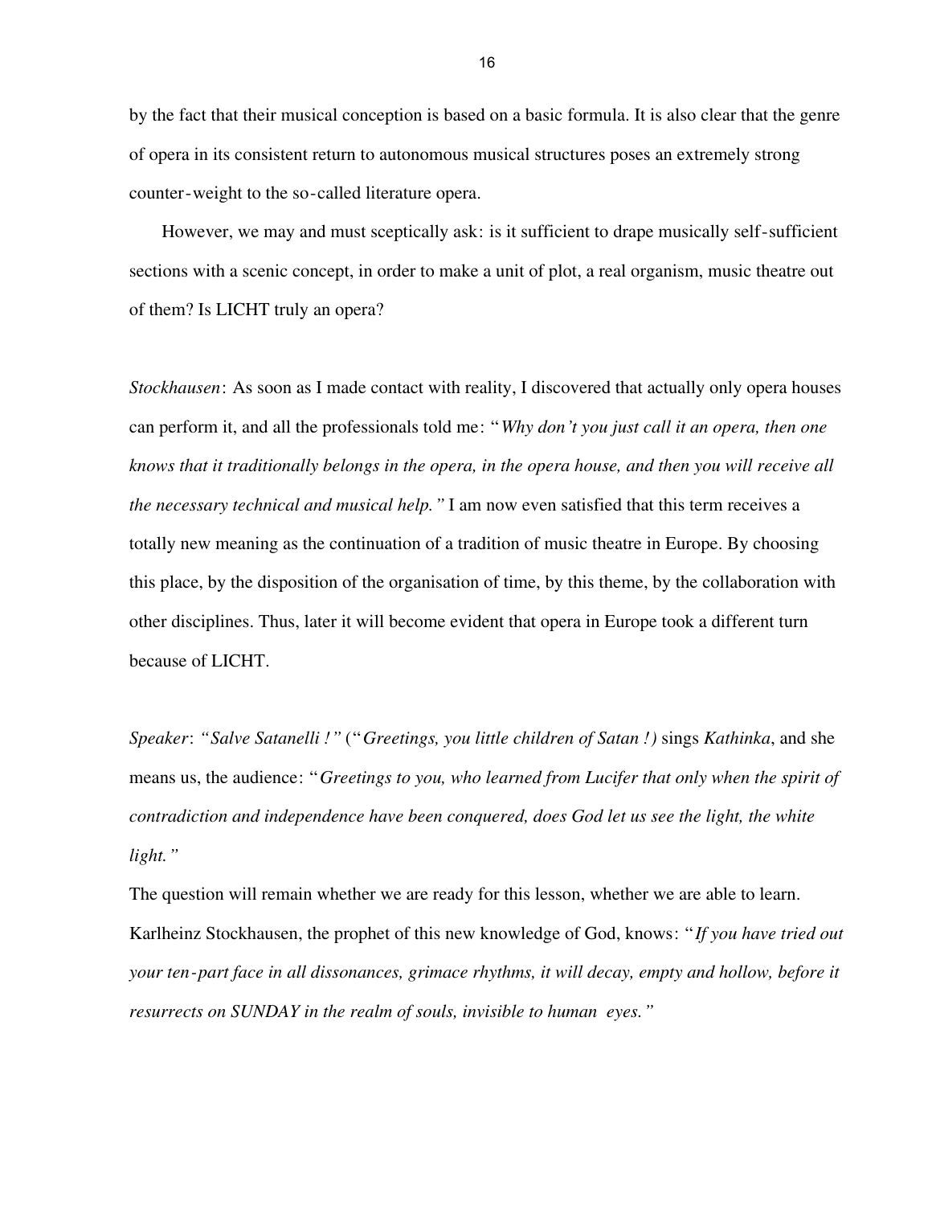by the fact that their musical conception is based on a basic formula. It is also clear that the genre of opera in its consistent return to autonomous musical structures poses an extremely strong counter-weight to the so-called literature opera.

However, we may and must sceptically ask: is it sufficient to drape musically self-sufficient sections with a scenic concept, in order to make a unit of plot, a real organism, music theatre out of them? Is LICHT truly an opera?

*Stockhausen*: As soon as I made contact with reality, I discovered that actually only opera houses can perform it, and all the professionals told me: "*Why don't you just call it an opera, then one knows that it traditionally belongs in the opera, in the opera house, and then you will receive all the necessary technical and musical help."* I am now even satisfied that this term receives a totally new meaning as the continuation of a tradition of music theatre in Europe. By choosing this place, by the disposition of the organisation of time, by this theme, by the collaboration with other disciplines. Thus, later it will become evident that opera in Europe took a different turn because of LICHT.

*Speaker*: *"Salve Satanelli !"* ("*Greetings, you little children of Satan !)* sings *Kathinka*, and she means us, the audience: "*Greetings to you, who learned from Lucifer that only when the spirit of contradiction and independence have been conquered, does God let us see the light, the white light."*

The question will remain whether we are ready for this lesson, whether we are able to learn. Karlheinz Stockhausen, the prophet of this new knowledge of God, knows: "*If you have tried out your ten-part face in all dissonances, grimace rhythms, it will decay, empty and hollow, before it resurrects on SUNDAY in the realm of souls, invisible to human eyes."*